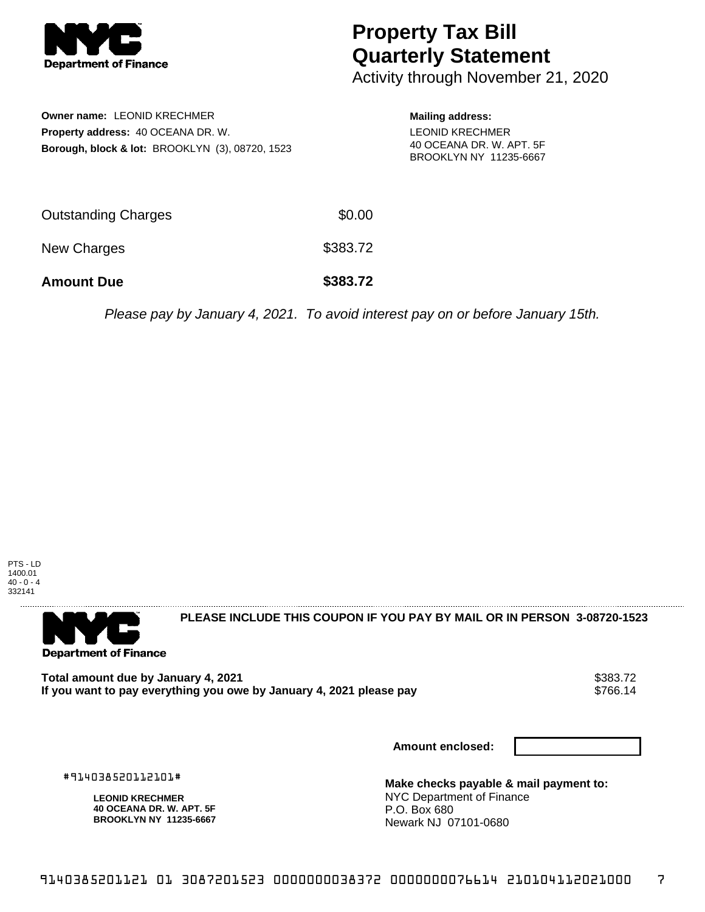NYC Department of Finance

# Property Tax Bill Quarterly Statement

Activity through November 21, 2020

**Owner name:** LEONID KRECHMER
**Property address:** 40 OCEANA DR. W.
**Borough, block & lot:** BROOKLYN (3), 08720, 1523

**Mailing address:**
LEONID KRECHMER
40 OCEANA DR. W. APT. 5F
BROOKLYN NY 11235-6667

| | |
|---|---|
| Outstanding Charges | $0.00 |
| New Charges | $383.72 |
| **Amount Due** | **$383.72** |

*Please pay by January 4, 2021. To avoid interest pay on or before January 15th.*

PTS - LD
1400.01
40 - 0 - 4
332141

NYC Department of Finance

**PLEASE INCLUDE THIS COUPON IF YOU PAY BY MAIL OR IN PERSON 3-08720-1523**

| | |
|---|---|
| **Total amount due by January 4, 2021** | $383.72 |
| **If you want to pay everything you owe by January 4, 2021 please pay** | $766.14 |

**Amount enclosed:**

#914038520112101#

**LEONID KRECHMER**
**40 OCEANA DR. W. APT. 5F**
**BROOKLYN NY 11235-6667**

**Make checks payable & mail payment to:**
NYC Department of Finance
P.O. Box 680
Newark NJ 07101-0680

9140385201121 01 3087201523 0000000038372 0000000076614 210104112021000 7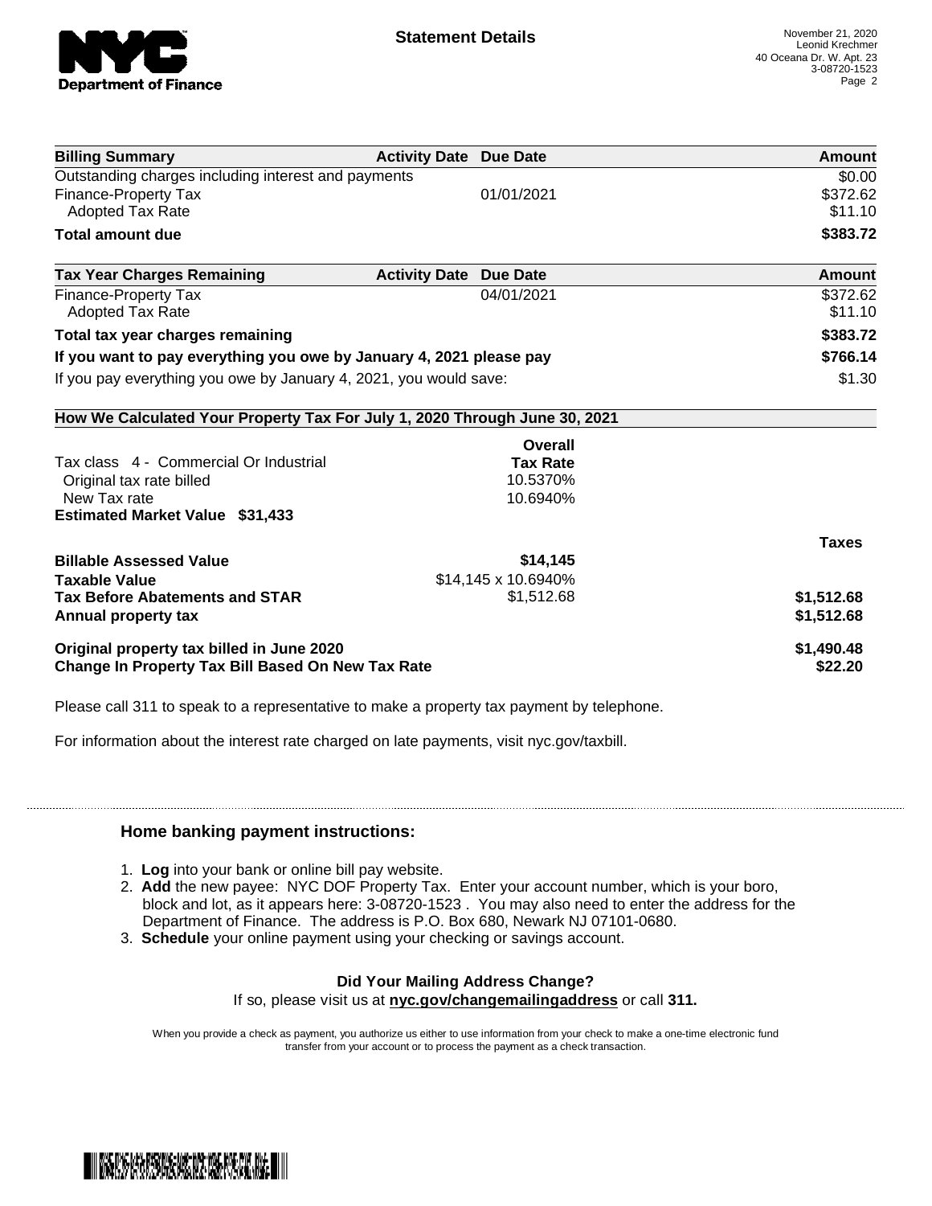**Statement Details**

November 21, 2020
Leonid Krechmer
40 Oceana Dr. W. Apt. 23
3-08720-1523

| Billing Summary | Activity Date | Due Date | Amount |
|---|---|---|---|
| Outstanding charges including interest and payments | | | $0.00 |
| Finance-Property Tax | | 01/01/2021 | $372.62 |
| Adopted Tax Rate | | | $11.10 |
| **Total amount due** | | | **$383.72** |

| Tax Year Charges Remaining | Activity Date | Due Date | Amount |
|---|---|---|---|
| Finance-Property Tax | | 04/01/2021 | $372.62 |
| Adopted Tax Rate | | | $11.10 |
| **Total tax year charges remaining** | | | **$383.72** |
| **If you want to pay everything you owe by January 4, 2021 please pay** | | | **$766.14** |
| If you pay everything you owe by January 4, 2021, you would save: | | | $1.30 |

**How We Calculated Your Property Tax For July 1, 2020 Through June 30, 2021**

| | Overall Tax Rate | Taxes |
|---|---|---|
| Tax class 4 - Commercial Or Industrial | | |
| Original tax rate billed | 10.5370% | |
| New Tax rate | 10.6940% | |
| **Estimated Market Value $31,433** | | |
| **Billable Assessed Value** | **$14,145** | |
| **Taxable Value** | $14,145 x 10.6940% | |
| **Tax Before Abatements and STAR** | $1,512.68 | **$1,512.68** |
| **Annual property tax** | | **$1,512.68** |
| **Original property tax billed in June 2020** | | **$1,490.48** |
| **Change In Property Tax Bill Based On New Tax Rate** | | **$22.20** |

Please call 311 to speak to a representative to make a property tax payment by telephone.

For information about the interest rate charged on late payments, visit nyc.gov/taxbill.

## Home banking payment instructions:

1. **Log** into your bank or online bill pay website.
2. **Add** the new payee: NYC DOF Property Tax. Enter your account number, which is your boro, block and lot, as it appears here: 3-08720-1523 . You may also need to enter the address for the Department of Finance. The address is P.O. Box 680, Newark NJ 07101-0680.
3. **Schedule** your online payment using your checking or savings account.

**Did Your Mailing Address Change?**
If so, please visit us at **nyc.gov/changemailingaddress** or call **311.**

When you provide a check as payment, you authorize us either to use information from your check to make a one-time electronic fund transfer from your account or to process the payment as a check transaction.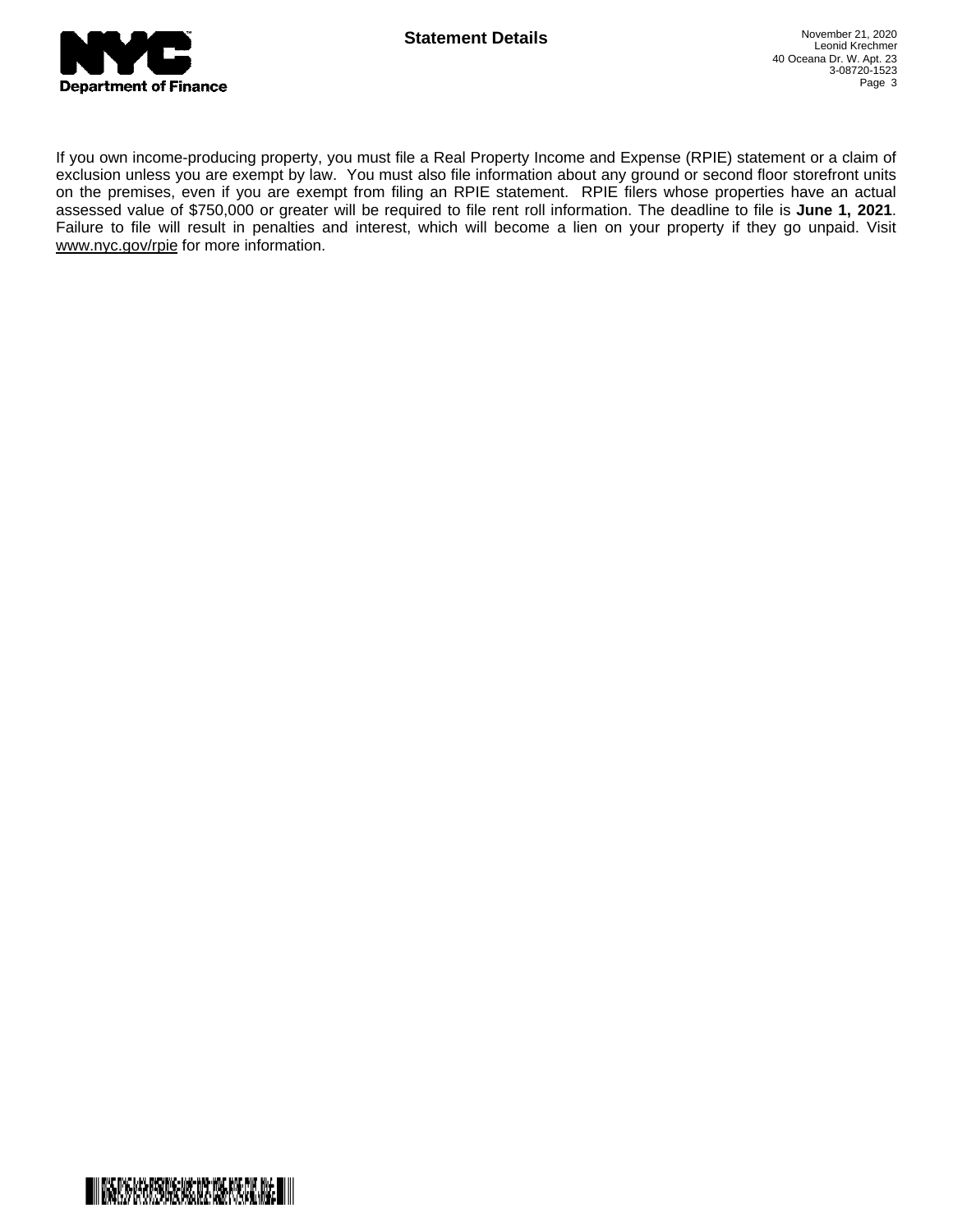If you own income-producing property, you must file a Real Property Income and Expense (RPIE) statement or a claim of exclusion unless you are exempt by law. You must also file information about any ground or second floor storefront units on the premises, even if you are exempt from filing an RPIE statement. RPIE filers whose properties have an actual assessed value of $750,000 or greater will be required to file rent roll information. The deadline to file is **June 1, 2021**. Failure to file will result in penalties and interest, which will become a lien on your property if they go unpaid. Visit www.nyc.gov/rpie for more information.